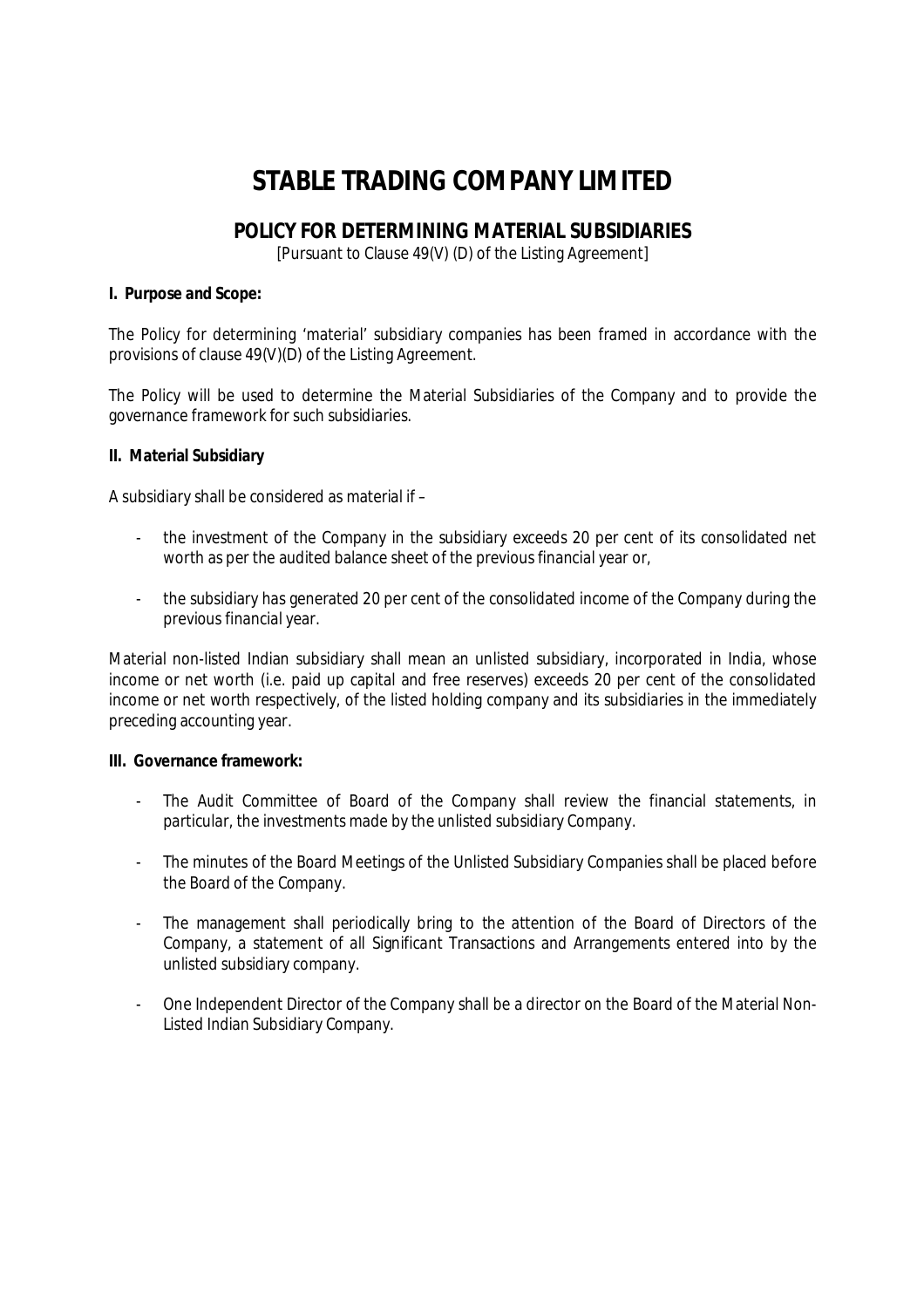# STABLE TRADING COMPANY LIMITED

## POLICY FOR DETERMINING MATERIAL SUBSIDIARIES

[Pursuant to Clause 49(V) (D) of the Listing Agreement]

**I. Purpose and Scope:**

The Policy for determining 'material' subsidiary companies has been framed in accordance with the provisions of clause 49(V)(D) of the Listing Agreement.

The Policy will be used to determine the Material Subsidiaries of the Company and to provide the governance framework for such subsidiaries.

**II. Material Subsidiary**

A subsidiary shall be considered as material if –

- the investment of the Company in the subsidiary exceeds 20 per cent of its consolidated net worth as per the audited balance sheet of the previous financial year or,
- the subsidiary has generated 20 per cent of the consolidated income of the Company during the previous financial year.

Material non-listed Indian subsidiary shall mean an unlisted subsidiary, incorporated in India, whose income or net worth (i.e. paid up capital and free reserves) exceeds 20 per cent of the consolidated income or net worth respectively, of the listed holding company and its subsidiaries in the immediately preceding accounting year.

**III. Governance framework:**

- The Audit Committee of Board of the Company shall review the financial statements, in particular, the investments made by the unlisted subsidiary Company.
- The minutes of the Board Meetings of the Unlisted Subsidiary Companies shall be placed before the Board of the Company.
- The management shall periodically bring to the attention of the Board of Directors of the Company, a statement of all Significant Transactions and Arrangements entered into by the unlisted subsidiary company.
- One Independent Director of the Company shall be a director on the Board of the Material Non-Listed Indian Subsidiary Company.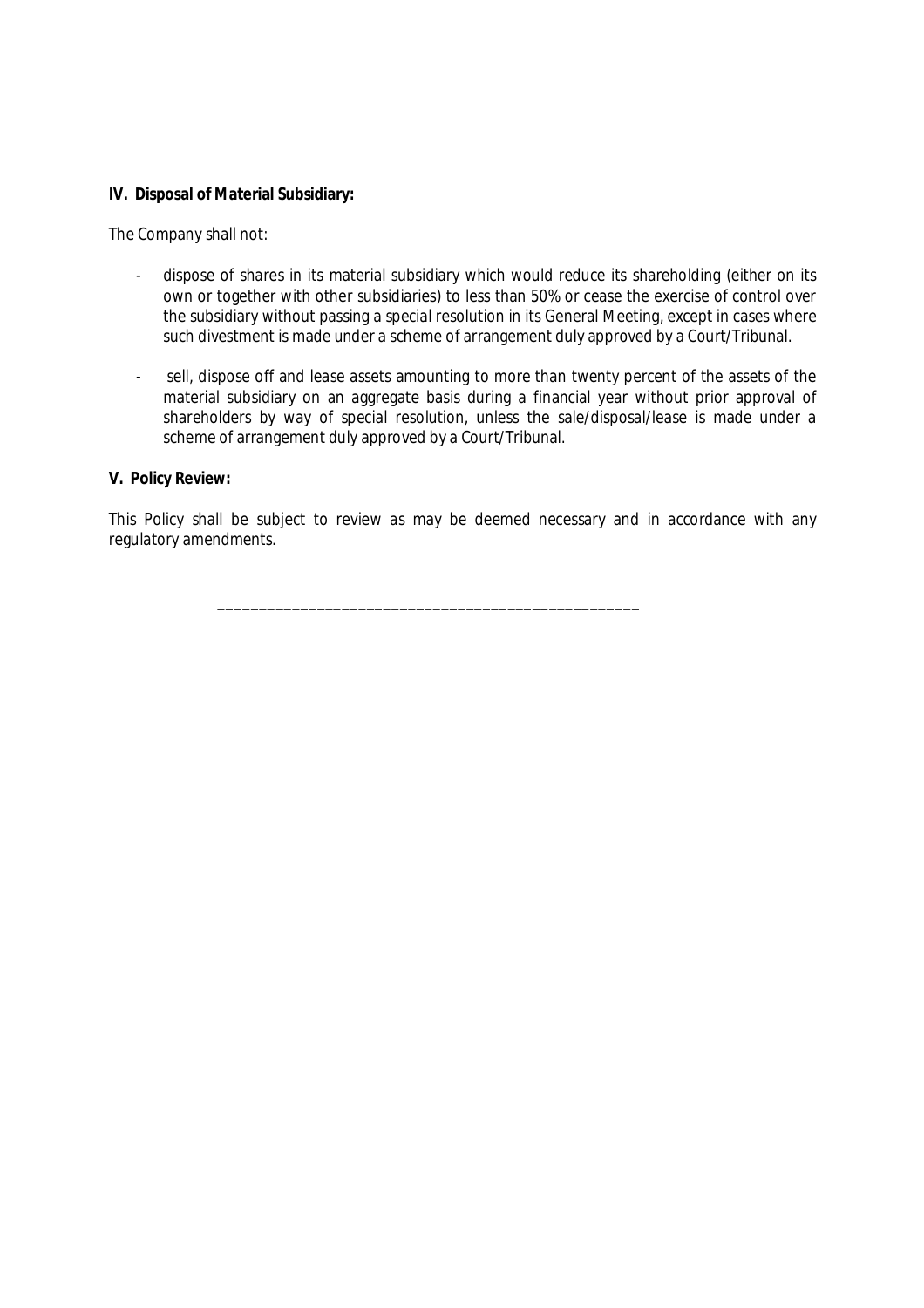**IV. Disposal of Material Subsidiary:**

The Company shall not:

- dispose of shares in its material subsidiary which would reduce its shareholding (either on its own or together with other subsidiaries) to less than 50% or cease the exercise of control over the subsidiary without passing a special resolution in its General Meeting, except in cases where such divestment is made under a scheme of arrangement duly approved by a Court/Tribunal.

- sell, dispose off and lease assets amounting to more than twenty percent of the assets of the material subsidiary on an aggregate basis during a financial year without prior approval of shareholders by way of special resolution, unless the sale/disposal/lease is made under a scheme of arrangement duly approved by a Court/Tribunal.

**V. Policy Review:**

This Policy shall be subject to review as may be deemed necessary and in accordance with any regulatory amendments.

---